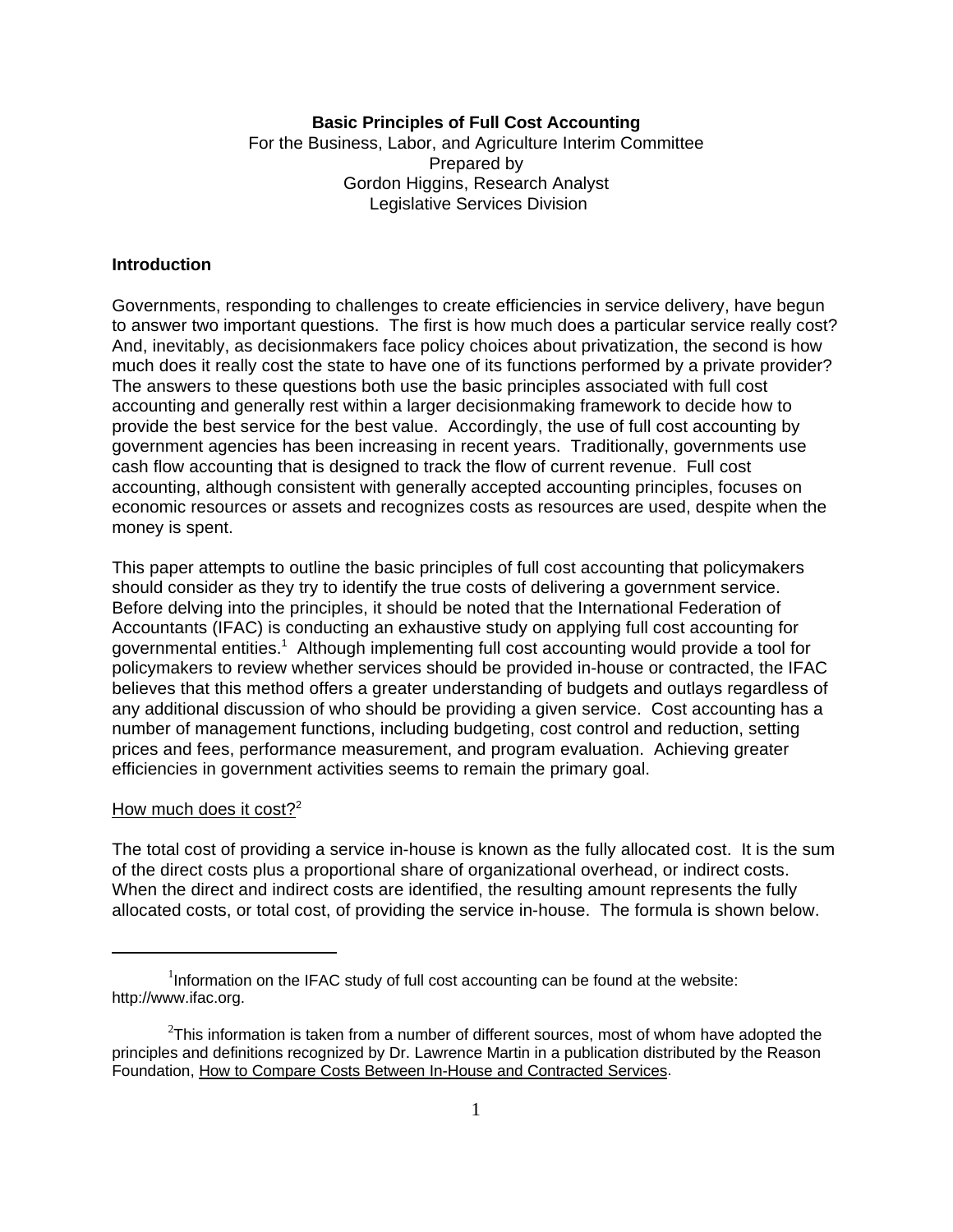**Basic Principles of Full Cost Accounting**

For the Business, Labor, and Agriculture Interim Committee
Prepared by
Gordon Higgins, Research Analyst
Legislative Services Division

## Introduction

Governments, responding to challenges to create efficiencies in service delivery, have begun to answer two important questions. The first is how much does a particular service really cost? And, inevitably, as decisionmakers face policy choices about privatization, the second is how much does it really cost the state to have one of its functions performed by a private provider? The answers to these questions both use the basic principles associated with full cost accounting and generally rest within a larger decisionmaking framework to decide how to provide the best service for the best value. Accordingly, the use of full cost accounting by government agencies has been increasing in recent years. Traditionally, governments use cash flow accounting that is designed to track the flow of current revenue. Full cost accounting, although consistent with generally accepted accounting principles, focuses on economic resources or assets and recognizes costs as resources are used, despite when the money is spent.

This paper attempts to outline the basic principles of full cost accounting that policymakers should consider as they try to identify the true costs of delivering a government service. Before delving into the principles, it should be noted that the International Federation of Accountants (IFAC) is conducting an exhaustive study on applying full cost accounting for governmental entities.[1] Although implementing full cost accounting would provide a tool for policymakers to review whether services should be provided in-house or contracted, the IFAC believes that this method offers a greater understanding of budgets and outlays regardless of any additional discussion of who should be providing a given service. Cost accounting has a number of management functions, including budgeting, cost control and reduction, setting prices and fees, performance measurement, and program evaluation. Achieving greater efficiencies in government activities seems to remain the primary goal.

### How much does it cost?[2]

The total cost of providing a service in-house is known as the fully allocated cost. It is the sum of the direct costs plus a proportional share of organizational overhead, or indirect costs. When the direct and indirect costs are identified, the resulting amount represents the fully allocated costs, or total cost, of providing the service in-house. The formula is shown below.

---

[1] Information on the IFAC study of full cost accounting can be found at the website: http://www.ifac.org.

[2] This information is taken from a number of different sources, most of whom have adopted the principles and definitions recognized by Dr. Lawrence Martin in a publication distributed by the Reason Foundation, How to Compare Costs Between In-House and Contracted Services.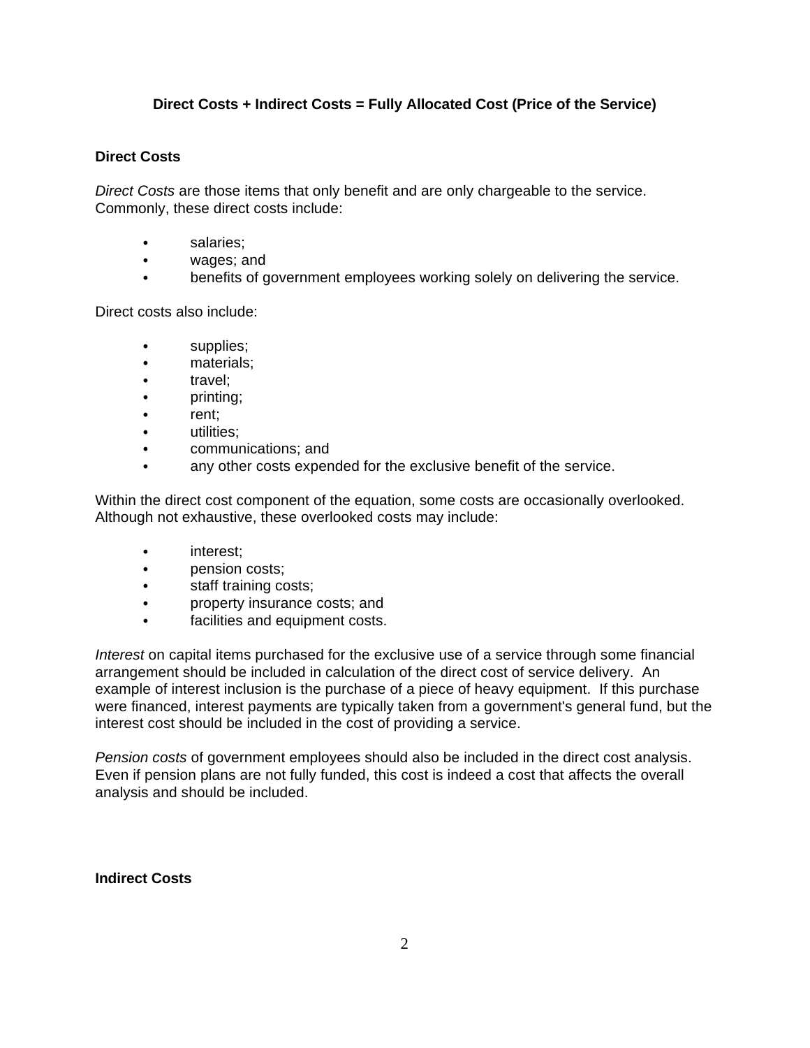**Direct Costs + Indirect Costs = Fully Allocated Cost (Price of the Service)**

**Direct Costs**

*Direct Costs* are those items that only benefit and are only chargeable to the service. Commonly, these direct costs include:

- salaries;
- wages; and
- benefits of government employees working solely on delivering the service.

Direct costs also include:

- supplies;
- materials;
- travel;
- printing;
- rent;
- utilities;
- communications; and
- any other costs expended for the exclusive benefit of the service.

Within the direct cost component of the equation, some costs are occasionally overlooked. Although not exhaustive, these overlooked costs may include:

- interest;
- pension costs;
- staff training costs;
- property insurance costs; and
- facilities and equipment costs.

*Interest* on capital items purchased for the exclusive use of a service through some financial arrangement should be included in calculation of the direct cost of service delivery. An example of interest inclusion is the purchase of a piece of heavy equipment. If this purchase were financed, interest payments are typically taken from a government's general fund, but the interest cost should be included in the cost of providing a service.

*Pension costs* of government employees should also be included in the direct cost analysis. Even if pension plans are not fully funded, this cost is indeed a cost that affects the overall analysis and should be included.

**Indirect Costs**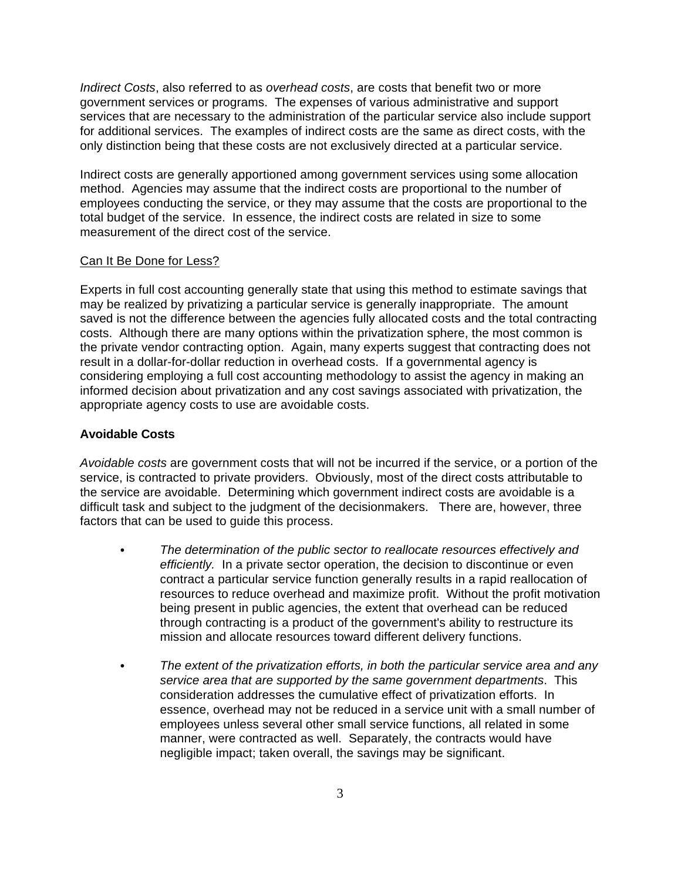*Indirect Costs*, also referred to as *overhead costs*, are costs that benefit two or more government services or programs. The expenses of various administrative and support services that are necessary to the administration of the particular service also include support for additional services. The examples of indirect costs are the same as direct costs, with the only distinction being that these costs are not exclusively directed at a particular service.

Indirect costs are generally apportioned among government services using some allocation method. Agencies may assume that the indirect costs are proportional to the number of employees conducting the service, or they may assume that the costs are proportional to the total budget of the service. In essence, the indirect costs are related in size to some measurement of the direct cost of the service.

<u>Can It Be Done for Less?</u>

Experts in full cost accounting generally state that using this method to estimate savings that may be realized by privatizing a particular service is generally inappropriate. The amount saved is not the difference between the agencies fully allocated costs and the total contracting costs. Although there are many options within the privatization sphere, the most common is the private vendor contracting option. Again, many experts suggest that contracting does not result in a dollar-for-dollar reduction in overhead costs. If a governmental agency is considering employing a full cost accounting methodology to assist the agency in making an informed decision about privatization and any cost savings associated with privatization, the appropriate agency costs to use are avoidable costs.

**Avoidable Costs**

*Avoidable costs* are government costs that will not be incurred if the service, or a portion of the service, is contracted to private providers. Obviously, most of the direct costs attributable to the service are avoidable. Determining which government indirect costs are avoidable is a difficult task and subject to the judgment of the decisionmakers. There are, however, three factors that can be used to guide this process.

- *The determination of the public sector to reallocate resources effectively and efficiently.* In a private sector operation, the decision to discontinue or even contract a particular service function generally results in a rapid reallocation of resources to reduce overhead and maximize profit. Without the profit motivation being present in public agencies, the extent that overhead can be reduced through contracting is a product of the government's ability to restructure its mission and allocate resources toward different delivery functions.

- *The extent of the privatization efforts, in both the particular service area and any service area that are supported by the same government departments*. This consideration addresses the cumulative effect of privatization efforts. In essence, overhead may not be reduced in a service unit with a small number of employees unless several other small service functions, all related in some manner, were contracted as well. Separately, the contracts would have negligible impact; taken overall, the savings may be significant.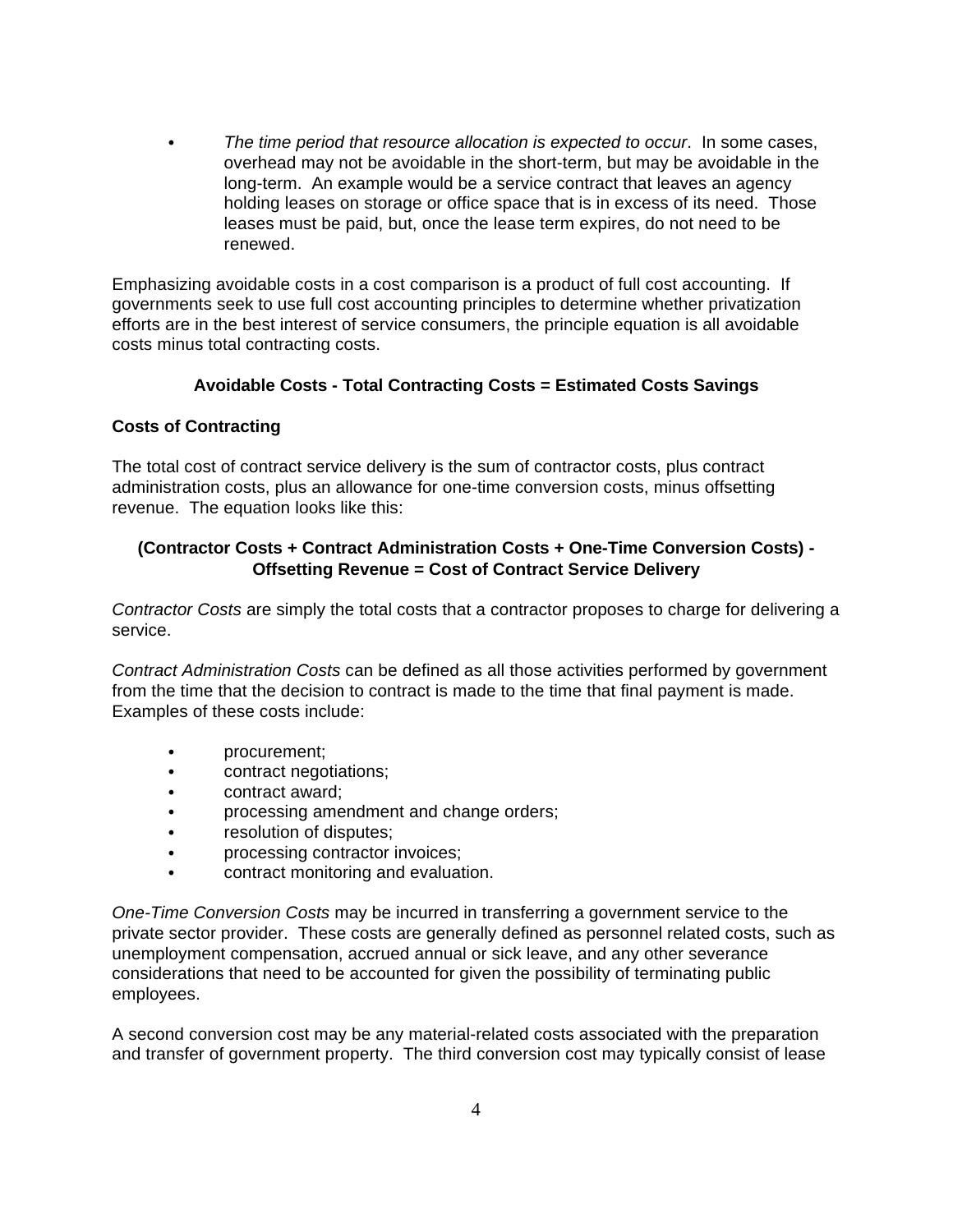- *The time period that resource allocation is expected to occur*. In some cases, overhead may not be avoidable in the short-term, but may be avoidable in the long-term. An example would be a service contract that leaves an agency holding leases on storage or office space that is in excess of its need. Those leases must be paid, but, once the lease term expires, do not need to be renewed.

Emphasizing avoidable costs in a cost comparison is a product of full cost accounting. If governments seek to use full cost accounting principles to determine whether privatization efforts are in the best interest of service consumers, the principle equation is all avoidable costs minus total contracting costs.

**Avoidable Costs - Total Contracting Costs = Estimated Costs Savings**

**Costs of Contracting**

The total cost of contract service delivery is the sum of contractor costs, plus contract administration costs, plus an allowance for one-time conversion costs, minus offsetting revenue. The equation looks like this:

**(Contractor Costs + Contract Administration Costs + One-Time Conversion Costs) - Offsetting Revenue = Cost of Contract Service Delivery**

*Contractor Costs* are simply the total costs that a contractor proposes to charge for delivering a service.

*Contract Administration Costs* can be defined as all those activities performed by government from the time that the decision to contract is made to the time that final payment is made. Examples of these costs include:

- procurement;
- contract negotiations;
- contract award;
- processing amendment and change orders;
- resolution of disputes;
- processing contractor invoices;
- contract monitoring and evaluation.

*One-Time Conversion Costs* may be incurred in transferring a government service to the private sector provider. These costs are generally defined as personnel related costs, such as unemployment compensation, accrued annual or sick leave, and any other severance considerations that need to be accounted for given the possibility of terminating public employees.

A second conversion cost may be any material-related costs associated with the preparation and transfer of government property. The third conversion cost may typically consist of lease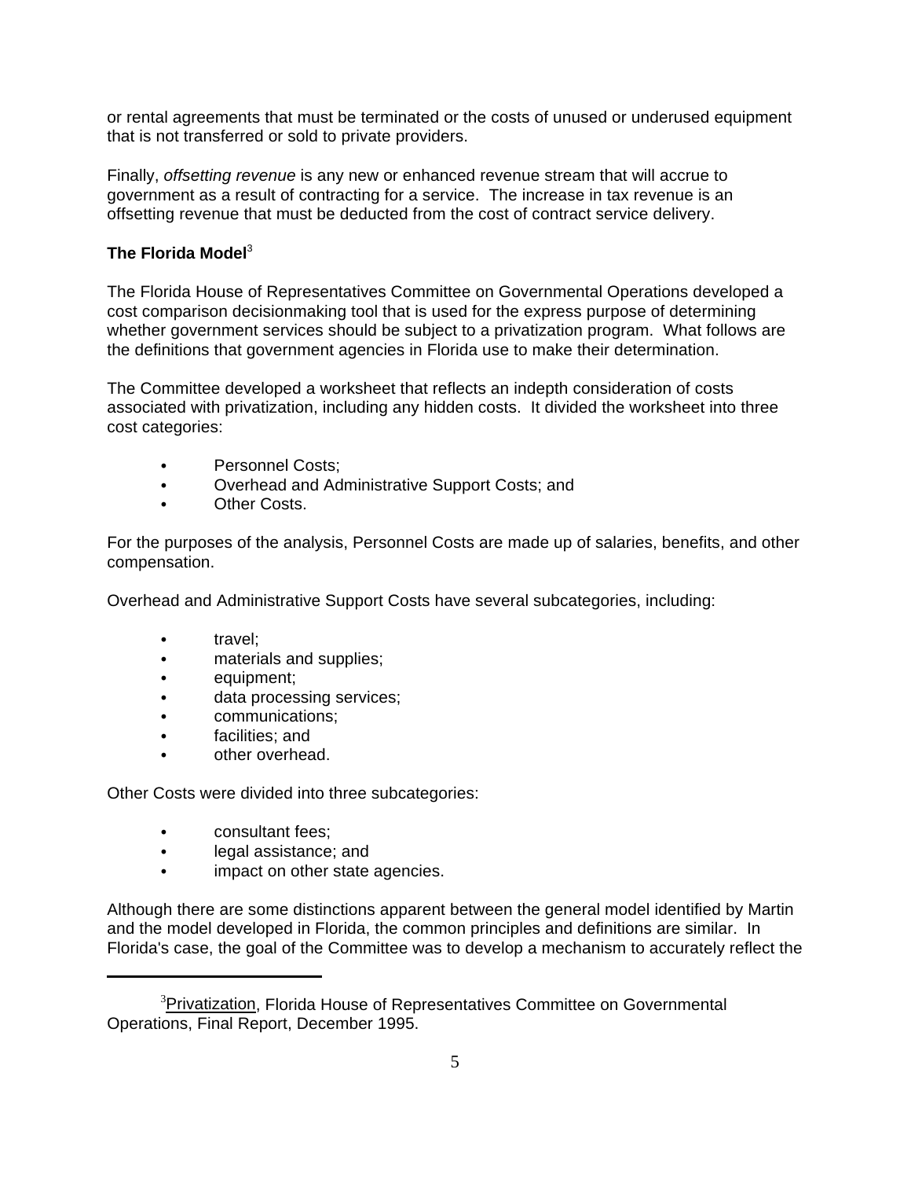or rental agreements that must be terminated or the costs of unused or underused equipment that is not transferred or sold to private providers.

Finally, *offsetting revenue* is any new or enhanced revenue stream that will accrue to government as a result of contracting for a service. The increase in tax revenue is an offsetting revenue that must be deducted from the cost of contract service delivery.

**The Florida Model**[3]

The Florida House of Representatives Committee on Governmental Operations developed a cost comparison decisionmaking tool that is used for the express purpose of determining whether government services should be subject to a privatization program. What follows are the definitions that government agencies in Florida use to make their determination.

The Committee developed a worksheet that reflects an indepth consideration of costs associated with privatization, including any hidden costs. It divided the worksheet into three cost categories:

- Personnel Costs;
- Overhead and Administrative Support Costs; and
- Other Costs.

For the purposes of the analysis, Personnel Costs are made up of salaries, benefits, and other compensation.

Overhead and Administrative Support Costs have several subcategories, including:

- travel;
- materials and supplies;
- equipment;
- data processing services;
- communications;
- facilities; and
- other overhead.

Other Costs were divided into three subcategories:

- consultant fees;
- legal assistance; and
- impact on other state agencies.

Although there are some distinctions apparent between the general model identified by Martin and the model developed in Florida, the common principles and definitions are similar. In Florida's case, the goal of the Committee was to develop a mechanism to accurately reflect the

---

[3] Privatization, Florida House of Representatives Committee on Governmental Operations, Final Report, December 1995.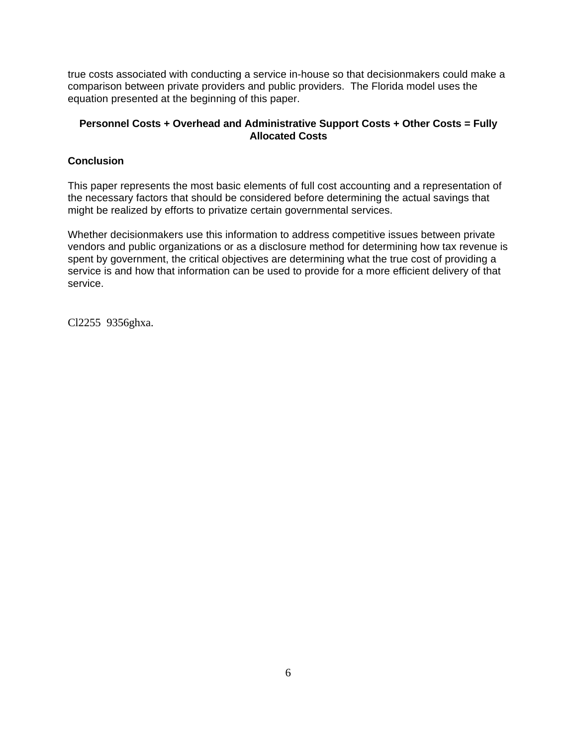true costs associated with conducting a service in-house so that decisionmakers could make a comparison between private providers and public providers.  The Florida model uses the equation presented at the beginning of this paper.

**Personnel Costs + Overhead and Administrative Support Costs + Other Costs = Fully Allocated Costs**

## Conclusion

This paper represents the most basic elements of full cost accounting and a representation of the necessary factors that should be considered before determining the actual savings that might be realized by efforts to privatize certain governmental services.

Whether decisionmakers use this information to address competitive issues between private vendors and public organizations or as a disclosure method for determining how tax revenue is spent by government, the critical objectives are determining what the true cost of providing a service is and how that information can be used to provide for a more efficient delivery of that service.

Cl2255  9356ghxa.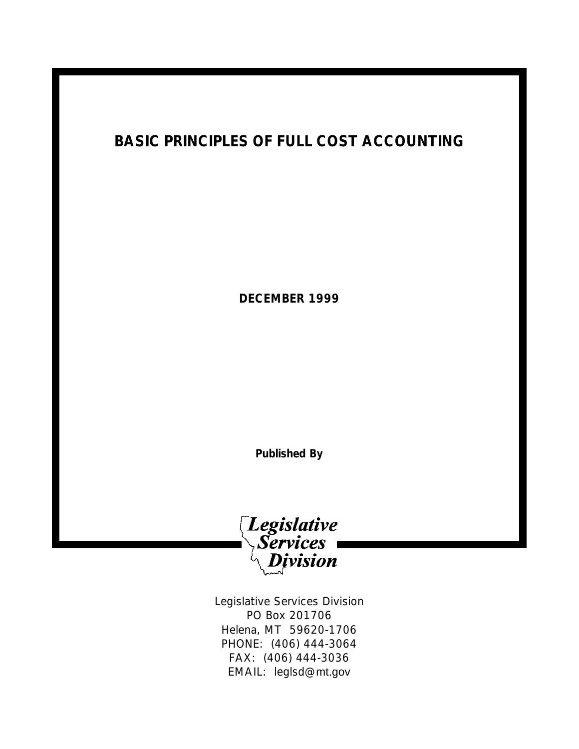# BASIC PRINCIPLES OF FULL COST ACCOUNTING

**DECEMBER 1999**

**Published By**

*Legislative Services Division*

Legislative Services Division
PO Box 201706
Helena, MT 59620-1706
PHONE: (406) 444-3064
FAX: (406) 444-3036
EMAIL: leglsd@mt.gov